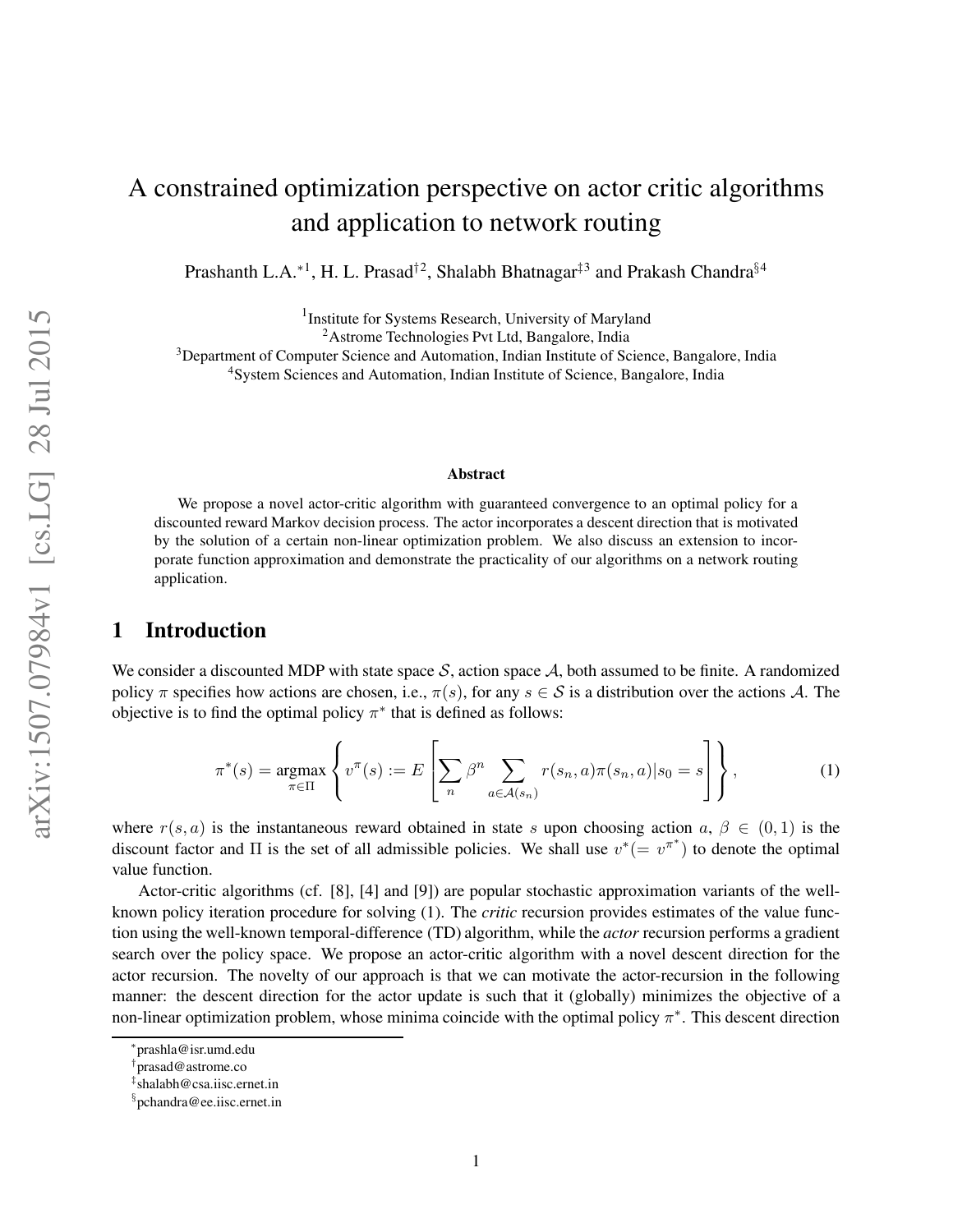# A constrained optimization perspective on actor critic algorithms and application to network routing

Prashanth L.A.*[1], H. L. Prasad†[2], Shalabh Bhatnagar‡[3] and Prakash Chandra§[4]

[1]Institute for Systems Research, University of Maryland
[2]Astrome Technologies Pvt Ltd, Bangalore, India
[3]Department of Computer Science and Automation, Indian Institute of Science, Bangalore, India
[4]System Sciences and Automation, Indian Institute of Science, Bangalore, India

### Abstract

We propose a novel actor-critic algorithm with guaranteed convergence to an optimal policy for a discounted reward Markov decision process. The actor incorporates a descent direction that is motivated by the solution of a certain non-linear optimization problem. We also discuss an extension to incorporate function approximation and demonstrate the practicality of our algorithms on a network routing application.

## 1 Introduction

We consider a discounted MDP with state space $\mathcal{S}$, action space $\mathcal{A}$, both assumed to be finite. A randomized policy $\pi$ specifies how actions are chosen, i.e., $\pi(s)$, for any $s \in \mathcal{S}$ is a distribution over the actions $\mathcal{A}$. The objective is to find the optimal policy $\pi^*$ that is defined as follows:

$$\pi^*(s) = \underset{\pi \in \Pi}{\operatorname{argmax}} \left\{ v^\pi(s) := E\left[ \sum_n \beta^n \sum_{a \in \mathcal{A}(s_n)} r(s_n, a)\pi(s_n, a) | s_0 = s \right] \right\}, \tag{1}$$

where $r(s, a)$ is the instantaneous reward obtained in state $s$ upon choosing action $a$, $\beta \in (0, 1)$ is the discount factor and $\Pi$ is the set of all admissible policies. We shall use $v^*(= v^{\pi^*})$ to denote the optimal value function.

Actor-critic algorithms (cf. [8], [4] and [9]) are popular stochastic approximation variants of the well-known policy iteration procedure for solving (1). The *critic* recursion provides estimates of the value function using the well-known temporal-difference (TD) algorithm, while the *actor* recursion performs a gradient search over the policy space. We propose an actor-critic algorithm with a novel descent direction for the actor recursion. The novelty of our approach is that we can motivate the actor-recursion in the following manner: the descent direction for the actor update is such that it (globally) minimizes the objective of a non-linear optimization problem, whose minima coincide with the optimal policy $\pi^*$. This descent direction

---

*prashla@isr.umd.edu
†prasad@astrome.co
‡shalabh@csa.iisc.ernet.in
§pchandra@ee.iisc.ernet.in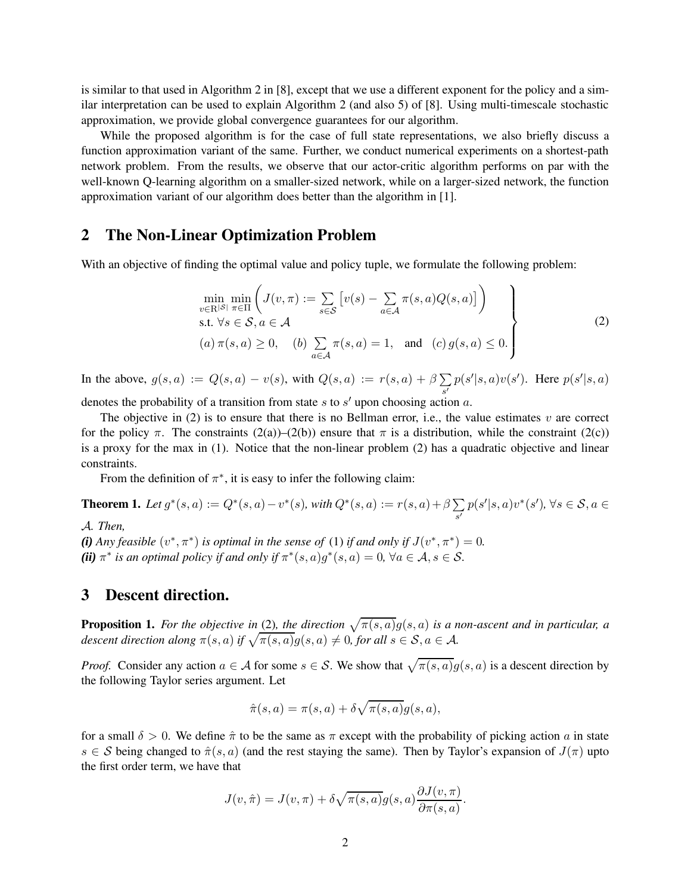is similar to that used in Algorithm 2 in [8], except that we use a different exponent for the policy and a similar interpretation can be used to explain Algorithm 2 (and also 5) of [8]. Using multi-timescale stochastic approximation, we provide global convergence guarantees for our algorithm.

While the proposed algorithm is for the case of full state representations, we also briefly discuss a function approximation variant of the same. Further, we conduct numerical experiments on a shortest-path network problem. From the results, we observe that our actor-critic algorithm performs on par with the well-known Q-learning algorithm on a smaller-sized network, while on a larger-sized network, the function approximation variant of our algorithm does better than the algorithm in [1].

## 2 The Non-Linear Optimization Problem

With an objective of finding the optimal value and policy tuple, we formulate the following problem:

$$\left.\begin{array}{l} \min\limits_{v \in \mathrm{R}^{|\mathcal{S}|}} \min\limits_{\pi \in \Pi} \left( J(v, \pi) := \sum\limits_{s \in \mathcal{S}} \left[ v(s) - \sum\limits_{a \in \mathcal{A}} \pi(s,a) Q(s,a) \right] \right) \\ \text{s.t. } \forall s \in \mathcal{S}, a \in \mathcal{A} \\ (a)\, \pi(s,a) \geq 0, \quad (b) \sum\limits_{a \in \mathcal{A}} \pi(s,a) = 1, \quad \text{and} \quad (c)\, g(s,a) \leq 0. \end{array}\right\} \tag{2}$$

In the above, $g(s,a) := Q(s,a) - v(s)$, with $Q(s,a) := r(s,a) + \beta \sum_{s'} p(s'|s,a) v(s')$. Here $p(s'|s,a)$ denotes the probability of a transition from state $s$ to $s'$ upon choosing action $a$.

The objective in (2) is to ensure that there is no Bellman error, i.e., the value estimates $v$ are correct for the policy $\pi$. The constraints (2(a))–(2(b)) ensure that $\pi$ is a distribution, while the constraint (2(c)) is a proxy for the max in (1). Notice that the non-linear problem (2) has a quadratic objective and linear constraints.

From the definition of $\pi^*$, it is easy to infer the following claim:

**Theorem 1.** *Let $g^*(s,a) := Q^*(s,a) - v^*(s)$, with $Q^*(s,a) := r(s,a) + \beta \sum_{s'} p(s'|s,a) v^*(s')$, $\forall s \in \mathcal{S}, a \in \mathcal{A}$. Then,*
***(i)** Any feasible $(v^*, \pi^*)$ is optimal in the sense of (1) if and only if $J(v^*, \pi^*) = 0$.*
***(ii)** $\pi^*$ is an optimal policy if and only if $\pi^*(s,a) g^*(s,a) = 0$, $\forall a \in \mathcal{A}, s \in \mathcal{S}$.*

## 3 Descent direction.

**Proposition 1.** *For the objective in (2), the direction $\sqrt{\pi(s,a)} g(s,a)$ is a non-ascent and in particular, a descent direction along $\pi(s,a)$ if $\sqrt{\pi(s,a)} g(s,a) \neq 0$, for all $s \in \mathcal{S}, a \in \mathcal{A}$.*

*Proof.* Consider any action $a \in \mathcal{A}$ for some $s \in \mathcal{S}$. We show that $\sqrt{\pi(s,a)} g(s,a)$ is a descent direction by the following Taylor series argument. Let

$$\hat{\pi}(s,a) = \pi(s,a) + \delta \sqrt{\pi(s,a)} g(s,a),$$

for a small $\delta > 0$. We define $\hat{\pi}$ to be the same as $\pi$ except with the probability of picking action $a$ in state $s \in \mathcal{S}$ being changed to $\hat{\pi}(s,a)$ (and the rest staying the same). Then by Taylor's expansion of $J(\pi)$ upto the first order term, we have that

$$J(v, \hat{\pi}) = J(v, \pi) + \delta \sqrt{\pi(s,a)} g(s,a) \frac{\partial J(v, \pi)}{\partial \pi(s,a)}.$$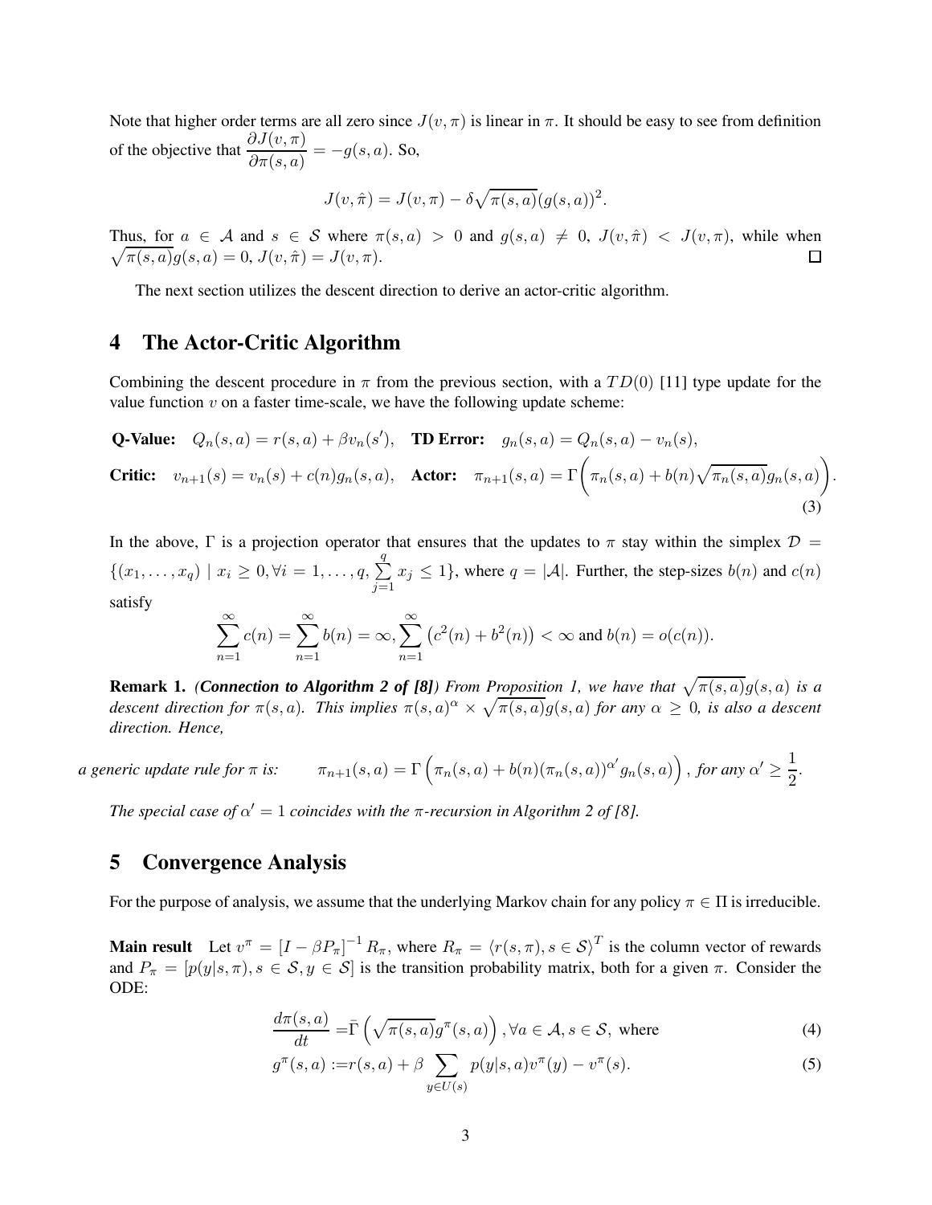Note that higher order terms are all zero since $J(v, \pi)$ is linear in $\pi$. It should be easy to see from definition of the objective that $\frac{\partial J(v,\pi)}{\partial \pi(s,a)} = -g(s,a)$. So,

$$J(v, \hat{\pi}) = J(v, \pi) - \delta \sqrt{\pi(s,a)} (g(s,a))^2.$$

Thus, for $a \in \mathcal{A}$ and $s \in \mathcal{S}$ where $\pi(s,a) > 0$ and $g(s,a) \neq 0$, $J(v, \hat{\pi}) < J(v, \pi)$, while when $\sqrt{\pi(s,a)} g(s,a) = 0$, $J(v, \hat{\pi}) = J(v, \pi)$. □

The next section utilizes the descent direction to derive an actor-critic algorithm.

## 4 The Actor-Critic Algorithm

Combining the descent procedure in $\pi$ from the previous section, with a $TD(0)$ [11] type update for the value function $v$ on a faster time-scale, we have the following update scheme:

$$\textbf{Q-Value:} \quad Q_n(s,a) = r(s,a) + \beta v_n(s'), \quad \textbf{TD Error:} \quad g_n(s,a) = Q_n(s,a) - v_n(s),$$

$$\textbf{Critic:} \quad v_{n+1}(s) = v_n(s) + c(n) g_n(s,a), \quad \textbf{Actor:} \quad \pi_{n+1}(s,a) = \Gamma\left(\pi_n(s,a) + b(n)\sqrt{\pi_n(s,a)} g_n(s,a)\right). \tag{3}$$

In the above, $\Gamma$ is a projection operator that ensures that the updates to $\pi$ stay within the simplex $\mathcal{D} = \{(x_1, \ldots, x_q) \mid x_i \geq 0, \forall i = 1, \ldots, q, \sum_{j=1}^{q} x_j \leq 1\}$, where $q = |\mathcal{A}|$. Further, the step-sizes $b(n)$ and $c(n)$ satisfy

$$\sum_{n=1}^{\infty} c(n) = \sum_{n=1}^{\infty} b(n) = \infty, \sum_{n=1}^{\infty} \left(c^2(n) + b^2(n)\right) < \infty \text{ and } b(n) = o(c(n)).$$

**Remark 1.** ***(Connection to Algorithm 2 of [8])*** *From Proposition 1, we have that $\sqrt{\pi(s,a)} g(s,a)$ is a descent direction for $\pi(s,a)$. This implies $\pi(s,a)^\alpha \times \sqrt{\pi(s,a)} g(s,a)$ for any $\alpha \geq 0$, is also a descent direction. Hence,*

*a generic update rule for $\pi$ is:* $\quad \pi_{n+1}(s,a) = \Gamma\left(\pi_n(s,a) + b(n)(\pi_n(s,a))^{\alpha'} g_n(s,a)\right)$, *for any $\alpha' \geq \frac{1}{2}$.*

*The special case of $\alpha' = 1$ coincides with the $\pi$-recursion in Algorithm 2 of [8].*

## 5 Convergence Analysis

For the purpose of analysis, we assume that the underlying Markov chain for any policy $\pi \in \Pi$ is irreducible.

**Main result** Let $v^\pi = [I - \beta P_\pi]^{-1} R_\pi$, where $R_\pi = \langle r(s,\pi), s \in \mathcal{S} \rangle^T$ is the column vector of rewards and $P_\pi = [p(y|s,\pi), s \in \mathcal{S}, y \in \mathcal{S}]$ is the transition probability matrix, both for a given $\pi$. Consider the ODE:

$$\frac{d\pi(s,a)}{dt} = \bar{\Gamma}\left(\sqrt{\pi(s,a)} g^\pi(s,a)\right), \forall a \in \mathcal{A}, s \in \mathcal{S}, \text{ where} \tag{4}$$

$$g^\pi(s,a) := r(s,a) + \beta \sum_{y \in U(s)} p(y|s,a) v^\pi(y) - v^\pi(s). \tag{5}$$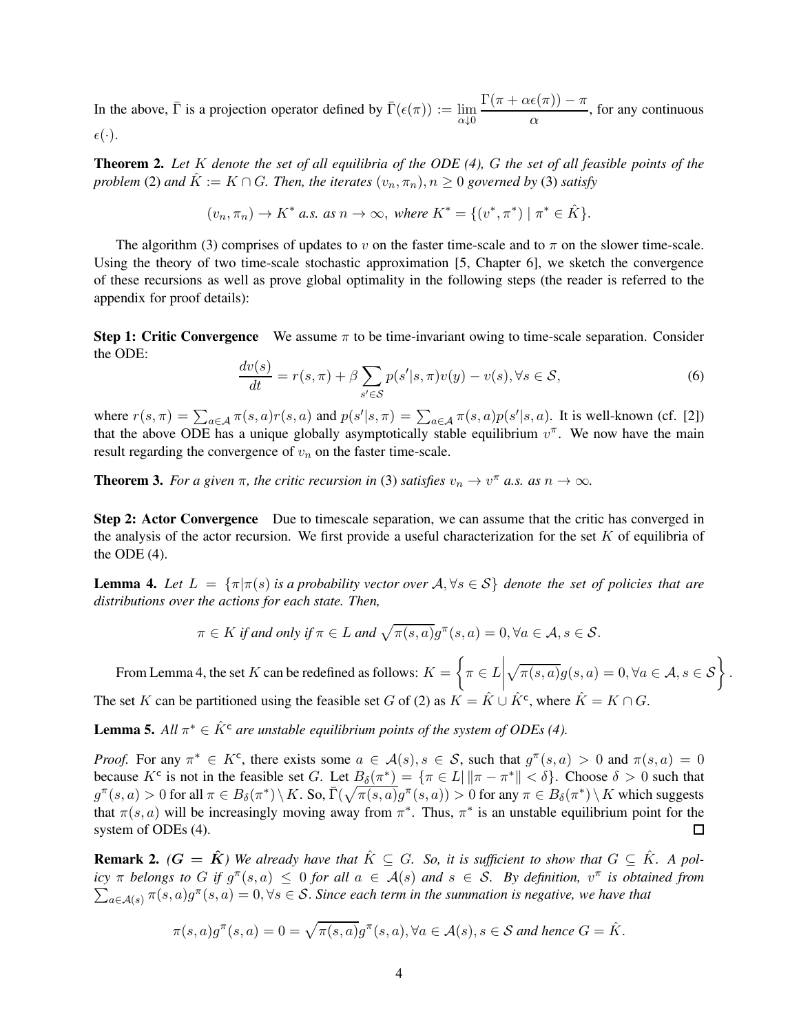In the above, $\bar{\Gamma}$ is a projection operator defined by $\bar{\Gamma}(\epsilon(\pi)) := \lim_{\alpha \downarrow 0} \frac{\Gamma(\pi + \alpha\epsilon(\pi)) - \pi}{\alpha}$, for any continuous $\epsilon(\cdot)$.

**Theorem 2.** *Let $K$ denote the set of all equilibria of the ODE (4), $G$ the set of all feasible points of the problem* (2) *and $\hat{K} := K \cap G$. Then, the iterates $(v_n, \pi_n), n \geq 0$ governed by* (3) *satisfy*

$$(v_n, \pi_n) \to K^* \text{ a.s. as } n \to \infty, \text{ where } K^* = \{(v^*, \pi^*) \mid \pi^* \in \hat{K}\}.$$

The algorithm (3) comprises of updates to $v$ on the faster time-scale and to $\pi$ on the slower time-scale. Using the theory of two time-scale stochastic approximation [5, Chapter 6], we sketch the convergence of these recursions as well as prove global optimality in the following steps (the reader is referred to the appendix for proof details):

**Step 1: Critic Convergence** We assume $\pi$ to be time-invariant owing to time-scale separation. Consider the ODE:

$$\frac{dv(s)}{dt} = r(s, \pi) + \beta \sum_{s' \in \mathcal{S}} p(s'|s, \pi) v(y) - v(s), \forall s \in \mathcal{S}, \tag{6}$$

where $r(s, \pi) = \sum_{a \in \mathcal{A}} \pi(s, a) r(s, a)$ and $p(s'|s, \pi) = \sum_{a \in \mathcal{A}} \pi(s, a) p(s'|s, a)$. It is well-known (cf. [2]) that the above ODE has a unique globally asymptotically stable equilibrium $v^\pi$. We now have the main result regarding the convergence of $v_n$ on the faster time-scale.

**Theorem 3.** *For a given $\pi$, the critic recursion in* (3) *satisfies $v_n \to v^\pi$ a.s. as $n \to \infty$.*

**Step 2: Actor Convergence** Due to timescale separation, we can assume that the critic has converged in the analysis of the actor recursion. We first provide a useful characterization for the set $K$ of equilibria of the ODE (4).

**Lemma 4.** *Let $L = \{\pi | \pi(s)$ is a probability vector over $\mathcal{A}, \forall s \in \mathcal{S}\}$ denote the set of policies that are distributions over the actions for each state. Then,*

$$\pi \in K \text{ if and only if } \pi \in L \text{ and } \sqrt{\pi(s, a)} g^\pi(s, a) = 0, \forall a \in \mathcal{A}, s \in \mathcal{S}.$$

From Lemma 4, the set $K$ can be redefined as follows: $K = \left\{ \pi \in L \,\middle|\, \sqrt{\pi(s, a)} g(s, a) = 0, \forall a \in \mathcal{A}, s \in \mathcal{S} \right\}$.
The set $K$ can be partitioned using the feasible set $G$ of (2) as $K = \hat{K} \cup \hat{K}^{\mathsf{c}}$, where $\hat{K} = K \cap G$.

**Lemma 5.** *All $\pi^* \in \hat{K}^{\mathsf{c}}$ are unstable equilibrium points of the system of ODEs (4).*

*Proof.* For any $\pi^* \in K^{\mathsf{c}}$, there exists some $a \in \mathcal{A}(s), s \in \mathcal{S}$, such that $g^\pi(s, a) > 0$ and $\pi(s, a) = 0$ because $K^{\mathsf{c}}$ is not in the feasible set $G$. Let $B_\delta(\pi^*) = \{\pi \in L | \, \|\pi - \pi^*\| < \delta\}$. Choose $\delta > 0$ such that $g^\pi(s, a) > 0$ for all $\pi \in B_\delta(\pi^*) \setminus K$. So, $\bar{\Gamma}(\sqrt{\pi(s, a)} g^\pi(s, a)) > 0$ for any $\pi \in B_\delta(\pi^*) \setminus K$ which suggests that $\pi(s, a)$ will be increasingly moving away from $\pi^*$. Thus, $\pi^*$ is an unstable equilibrium point for the system of ODEs (4). □

**Remark 2.** ***($G = \hat{K}$)*** *We already have that $\hat{K} \subseteq G$. So, it is sufficient to show that $G \subseteq \hat{K}$. A policy $\pi$ belongs to $G$ if $g^\pi(s, a) \leq 0$ for all $a \in \mathcal{A}(s)$ and $s \in \mathcal{S}$. By definition, $v^\pi$ is obtained from $\sum_{a \in \mathcal{A}(s)} \pi(s, a) g^\pi(s, a) = 0, \forall s \in \mathcal{S}$. Since each term in the summation is negative, we have that*

$$\pi(s, a) g^\pi(s, a) = 0 = \sqrt{\pi(s, a)} g^\pi(s, a), \forall a \in \mathcal{A}(s), s \in \mathcal{S} \text{ and hence } G = \hat{K}.$$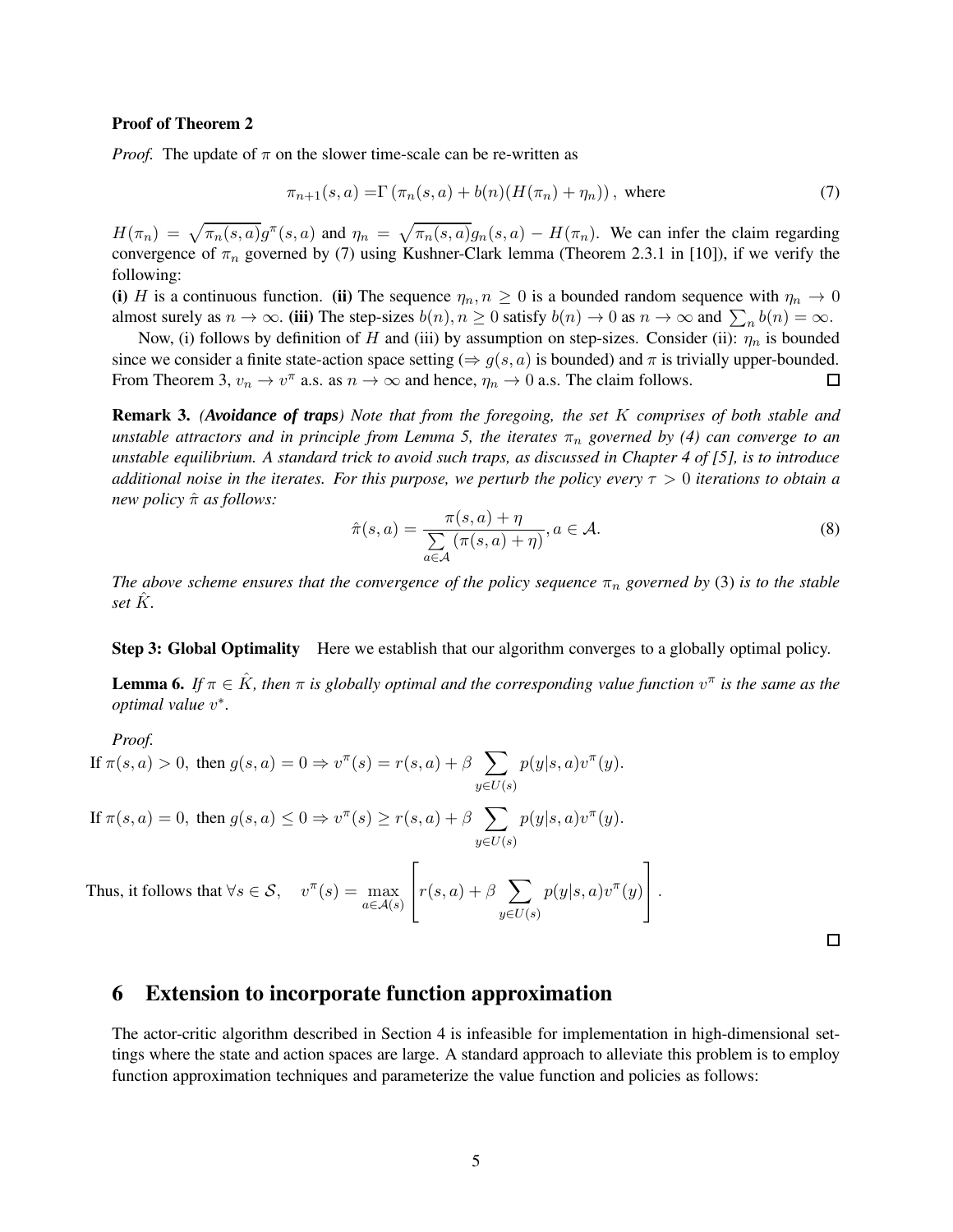**Proof of Theorem 2**

*Proof.* The update of $\pi$ on the slower time-scale can be re-written as

$$\pi_{n+1}(s,a) = \Gamma\left(\pi_n(s,a) + b(n)(H(\pi_n) + \eta_n)\right), \text{ where} \tag{7}$$

$H(\pi_n) = \sqrt{\pi_n(s,a)}g^{\pi}(s,a)$ and $\eta_n = \sqrt{\pi_n(s,a)}g_n(s,a) - H(\pi_n)$. We can infer the claim regarding convergence of $\pi_n$ governed by (7) using Kushner-Clark lemma (Theorem 2.3.1 in [10]), if we verify the following:

**(i)** $H$ is a continuous function. **(ii)** The sequence $\eta_n, n \geq 0$ is a bounded random sequence with $\eta_n \to 0$ almost surely as $n \to \infty$. **(iii)** The step-sizes $b(n), n \geq 0$ satisfy $b(n) \to 0$ as $n \to \infty$ and $\sum_n b(n) = \infty$.

Now, (i) follows by definition of $H$ and (iii) by assumption on step-sizes. Consider (ii): $\eta_n$ is bounded since we consider a finite state-action space setting ($\Rightarrow g(s,a)$ is bounded) and $\pi$ is trivially upper-bounded. From Theorem 3, $v_n \to v^{\pi}$ a.s. as $n \to \infty$ and hence, $\eta_n \to 0$ a.s. The claim follows. □

**Remark 3.** ***(Avoidance of traps)*** *Note that from the foregoing, the set $K$ comprises of both stable and unstable attractors and in principle from Lemma 5, the iterates $\pi_n$ governed by (4) can converge to an unstable equilibrium. A standard trick to avoid such traps, as discussed in Chapter 4 of [5], is to introduce additional noise in the iterates. For this purpose, we perturb the policy every $\tau > 0$ iterations to obtain a new policy $\hat{\pi}$ as follows:*

$$\hat{\pi}(s,a) = \frac{\pi(s,a) + \eta}{\sum\limits_{a \in \mathcal{A}} (\pi(s,a) + \eta)}, a \in \mathcal{A}. \tag{8}$$

*The above scheme ensures that the convergence of the policy sequence $\pi_n$ governed by* (3) *is to the stable set $\hat{K}$.*

**Step 3: Global Optimality** Here we establish that our algorithm converges to a globally optimal policy.

**Lemma 6.** *If $\pi \in \hat{K}$, then $\pi$ is globally optimal and the corresponding value function $v^{\pi}$ is the same as the optimal value $v^*$.*

*Proof.*

$$\text{If } \pi(s,a) > 0, \text{ then } g(s,a) = 0 \Rightarrow v^{\pi}(s) = r(s,a) + \beta \sum_{y \in U(s)} p(y|s,a) v^{\pi}(y).$$

$$\text{If } \pi(s,a) = 0, \text{ then } g(s,a) \leq 0 \Rightarrow v^{\pi}(s) \geq r(s,a) + \beta \sum_{y \in U(s)} p(y|s,a) v^{\pi}(y).$$

$$\text{Thus, it follows that } \forall s \in \mathcal{S}, \quad v^{\pi}(s) = \max_{a \in \mathcal{A}(s)} \left[ r(s,a) + \beta \sum_{y \in U(s)} p(y|s,a) v^{\pi}(y) \right].$$

□

## 6 Extension to incorporate function approximation

The actor-critic algorithm described in Section 4 is infeasible for implementation in high-dimensional settings where the state and action spaces are large. A standard approach to alleviate this problem is to employ function approximation techniques and parameterize the value function and policies as follows: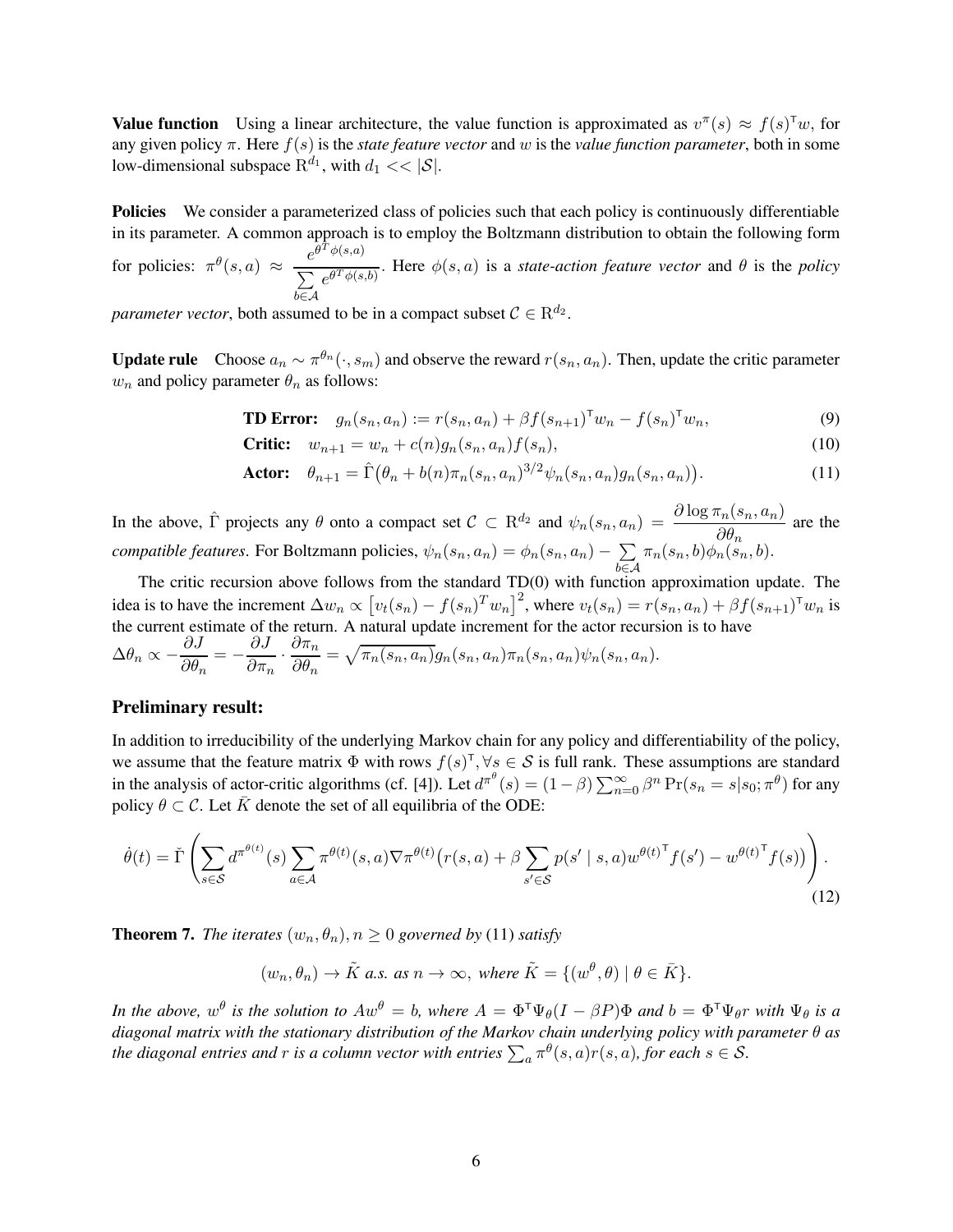**Value function** Using a linear architecture, the value function is approximated as $v^\pi(s) \approx f(s)^\intercal w$, for any given policy $\pi$. Here $f(s)$ is the *state feature vector* and $w$ is the *value function parameter*, both in some low-dimensional subspace $\mathrm{R}^{d_1}$, with $d_1 << |\mathcal{S}|$.

**Policies** We consider a parameterized class of policies such that each policy is continuously differentiable in its parameter. A common approach is to employ the Boltzmann distribution to obtain the following form for policies: $\pi^\theta(s,a) \approx \frac{e^{\theta^T \phi(s,a)}}{\sum_{b \in \mathcal{A}} e^{\theta^T \phi(s,b)}}$. Here $\phi(s,a)$ is a *state-action feature vector* and $\theta$ is the *policy parameter vector*, both assumed to be in a compact subset $\mathcal{C} \in \mathrm{R}^{d_2}$.

**Update rule** Choose $a_n \sim \pi^{\theta_n}(\cdot, s_m)$ and observe the reward $r(s_n, a_n)$. Then, update the critic parameter $w_n$ and policy parameter $\theta_n$ as follows:

$$\textbf{TD Error:} \quad g_n(s_n,a_n) := r(s_n,a_n) + \beta f(s_{n+1})^\intercal w_n - f(s_n)^\intercal w_n, \tag{9}$$

$$\textbf{Critic:} \quad w_{n+1} = w_n + c(n) g_n(s_n,a_n) f(s_n), \tag{10}$$

$$\textbf{Actor:} \quad \theta_{n+1} = \hat{\Gamma}\big(\theta_n + b(n) \pi_n(s_n,a_n)^{3/2} \psi_n(s_n,a_n) g_n(s_n,a_n)\big). \tag{11}$$

In the above, $\hat{\Gamma}$ projects any $\theta$ onto a compact set $\mathcal{C} \subset \mathrm{R}^{d_2}$ and $\psi_n(s_n,a_n) = \frac{\partial \log \pi_n(s_n,a_n)}{\partial \theta_n}$ are the *compatible features*. For Boltzmann policies, $\psi_n(s_n,a_n) = \phi_n(s_n,a_n) - \sum_{b \in \mathcal{A}} \pi_n(s_n,b) \phi_n(s_n,b)$.

The critic recursion above follows from the standard TD(0) with function approximation update. The idea is to have the increment $\Delta w_n \propto \left[v_t(s_n) - f(s_n)^T w_n\right]^2$, where $v_t(s_n) = r(s_n,a_n) + \beta f(s_{n+1})^\intercal w_n$ is the current estimate of the return. A natural update increment for the actor recursion is to have $\Delta \theta_n \propto -\frac{\partial J}{\partial \theta_n} = -\frac{\partial J}{\partial \pi_n} \cdot \frac{\partial \pi_n}{\partial \theta_n} = \sqrt{\pi_n(s_n,a_n)} g_n(s_n,a_n) \pi_n(s_n,a_n) \psi_n(s_n,a_n)$.

### Preliminary result:

In addition to irreducibility of the underlying Markov chain for any policy and differentiability of the policy, we assume that the feature matrix $\Phi$ with rows $f(s)^\intercal, \forall s \in \mathcal{S}$ is full rank. These assumptions are standard in the analysis of actor-critic algorithms (cf. [4]). Let $d^{\pi^\theta}(s) = (1-\beta)\sum_{n=0}^\infty \beta^n \Pr(s_n = s | s_0; \pi^\theta)$ for any policy $\theta \subset \mathcal{C}$. Let $\bar{K}$ denote the set of all equilibria of the ODE:

$$\dot{\theta}(t) = \check{\Gamma}\left( \sum_{s \in \mathcal{S}} d^{\pi^{\theta(t)}}(s) \sum_{a \in \mathcal{A}} \pi^{\theta(t)}(s,a) \nabla \pi^{\theta(t)} \big( r(s,a) + \beta \sum_{s' \in \mathcal{S}} p(s' \mid s,a) {w^{\theta(t)}}^\intercal f(s') - {w^{\theta(t)}}^\intercal f(s) \big) \right). \tag{12}$$

**Theorem 7.** *The iterates $(w_n, \theta_n), n \geq 0$ governed by* (11) *satisfy*

$$(w_n, \theta_n) \to \tilde{K} \text{ a.s. as } n \to \infty, \text{ where } \tilde{K} = \{(w^\theta, \theta) \mid \theta \in \bar{K}\}.$$

*In the above, $w^\theta$ is the solution to $Aw^\theta = b$, where $A = \Phi^\intercal \Psi_\theta (I - \beta P)\Phi$ and $b = \Phi^\intercal \Psi_\theta r$ with $\Psi_\theta$ is a diagonal matrix with the stationary distribution of the Markov chain underlying policy with parameter $\theta$ as the diagonal entries and $r$ is a column vector with entries $\sum_a \pi^\theta(s,a) r(s,a)$, for each $s \in \mathcal{S}$.*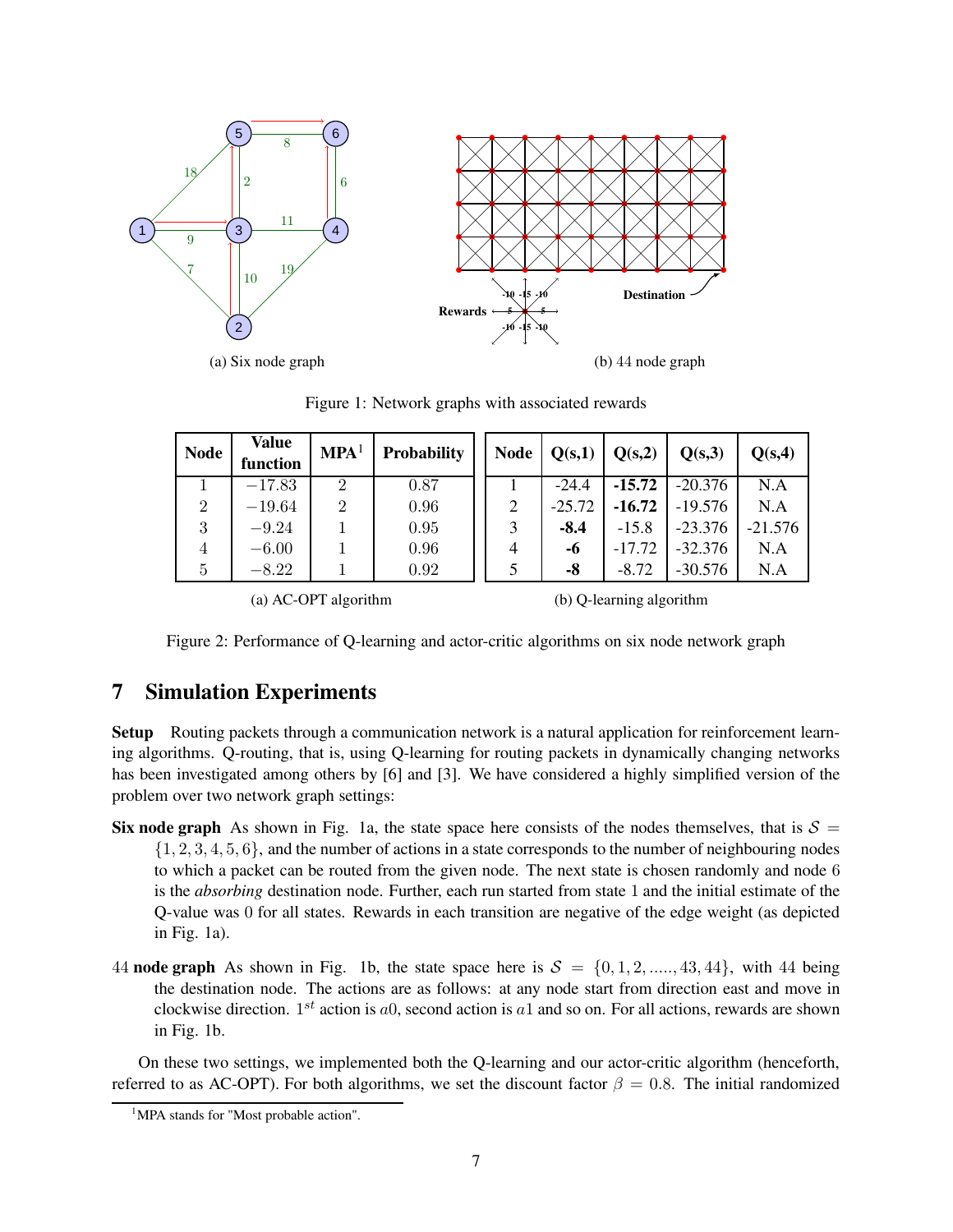(a) Six node graph

(b) 44 node graph

Figure 1: Network graphs with associated rewards

| Node | Value function | MPA[1] | Probability |
|---|---|---|---|
| 1 | $-17.83$ | 2 | 0.87 |
| 2 | $-19.64$ | 2 | 0.96 |
| 3 | $-9.24$ | 1 | 0.95 |
| 4 | $-6.00$ | 1 | 0.96 |
| 5 | $-8.22$ | 1 | 0.92 |

(a) AC-OPT algorithm

| Node | Q(s,1) | Q(s,2) | Q(s,3) | Q(s,4) |
|---|---|---|---|---|
| 1 | -24.4 | **-15.72** | -20.376 | N.A |
| 2 | -25.72 | **-16.72** | -19.576 | N.A |
| 3 | **-8.4** | -15.8 | -23.376 | -21.576 |
| 4 | **-6** | -17.72 | -32.376 | N.A |
| 5 | **-8** | -8.72 | -30.576 | N.A |

(b) Q-learning algorithm

Figure 2: Performance of Q-learning and actor-critic algorithms on six node network graph

## 7 Simulation Experiments

**Setup** Routing packets through a communication network is a natural application for reinforcement learning algorithms. Q-routing, that is, using Q-learning for routing packets in dynamically changing networks has been investigated among others by [6] and [3]. We have considered a highly simplified version of the problem over two network graph settings:

**Six node graph** As shown in Fig. 1a, the state space here consists of the nodes themselves, that is $\mathcal{S} = \{1, 2, 3, 4, 5, 6\}$, and the number of actions in a state corresponds to the number of neighbouring nodes to which a packet can be routed from the given node. The next state is chosen randomly and node 6 is the *absorbing* destination node. Further, each run started from state 1 and the initial estimate of the Q-value was 0 for all states. Rewards in each transition are negative of the edge weight (as depicted in Fig. 1a).

**44 node graph** As shown in Fig. 1b, the state space here is $\mathcal{S} = \{0, 1, 2, ....., 43, 44\}$, with 44 being the destination node. The actions are as follows: at any node start from direction east and move in clockwise direction. $1^{st}$ action is $a0$, second action is $a1$ and so on. For all actions, rewards are shown in Fig. 1b.

On these two settings, we implemented both the Q-learning and our actor-critic algorithm (henceforth, referred to as AC-OPT). For both algorithms, we set the discount factor $\beta = 0.8$. The initial randomized

[1] MPA stands for "Most probable action".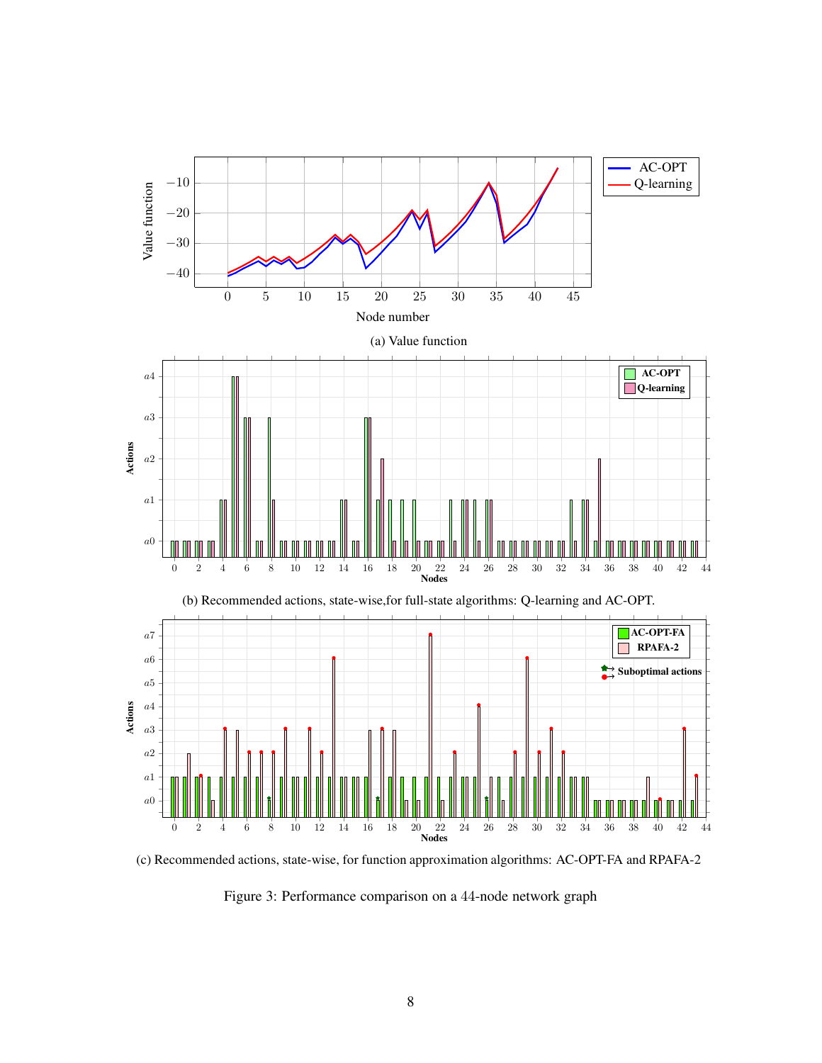(a) Value function

(b) Recommended actions, state-wise,for full-state algorithms: Q-learning and AC-OPT.

(c) Recommended actions, state-wise, for function approximation algorithms: AC-OPT-FA and RPAFA-2

Figure 3: Performance comparison on a 44-node network graph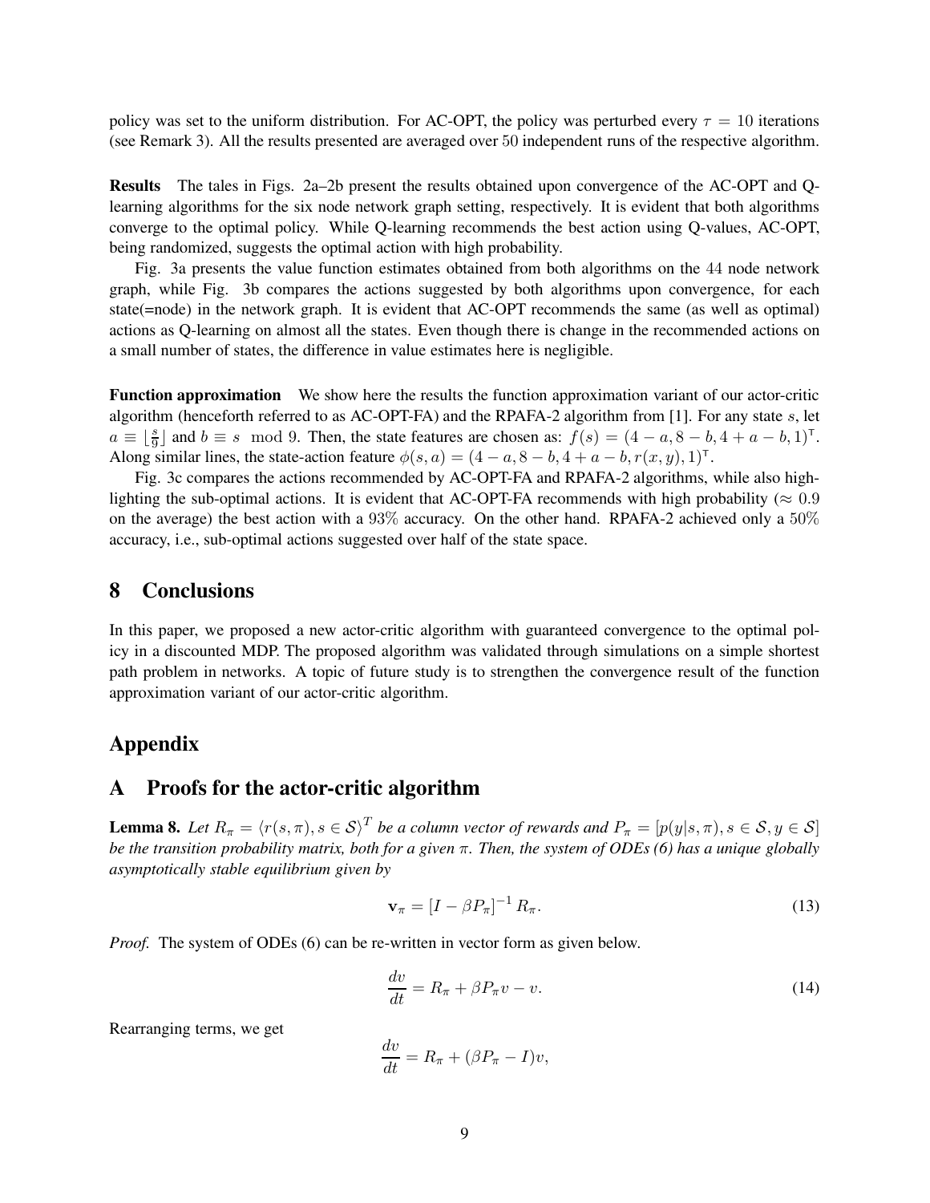policy was set to the uniform distribution. For AC-OPT, the policy was perturbed every $\tau = 10$ iterations (see Remark 3). All the results presented are averaged over 50 independent runs of the respective algorithm.

**Results** The tales in Figs. 2a–2b present the results obtained upon convergence of the AC-OPT and Q-learning algorithms for the six node network graph setting, respectively. It is evident that both algorithms converge to the optimal policy. While Q-learning recommends the best action using Q-values, AC-OPT, being randomized, suggests the optimal action with high probability.

Fig. 3a presents the value function estimates obtained from both algorithms on the 44 node network graph, while Fig. 3b compares the actions suggested by both algorithms upon convergence, for each state(=node) in the network graph. It is evident that AC-OPT recommends the same (as well as optimal) actions as Q-learning on almost all the states. Even though there is change in the recommended actions on a small number of states, the difference in value estimates here is negligible.

**Function approximation** We show here the results the function approximation variant of our actor-critic algorithm (henceforth referred to as AC-OPT-FA) and the RPAFA-2 algorithm from [1]. For any state $s$, let $a \equiv \lfloor \frac{s}{9} \rfloor$ and $b \equiv s \mod 9$. Then, the state features are chosen as: $f(s) = (4 - a, 8 - b, 4 + a - b, 1)^{\mathsf{T}}$. Along similar lines, the state-action feature $\phi(s, a) = (4 - a, 8 - b, 4 + a - b, r(x, y), 1)^{\mathsf{T}}$.

Fig. 3c compares the actions recommended by AC-OPT-FA and RPAFA-2 algorithms, while also highlighting the sub-optimal actions. It is evident that AC-OPT-FA recommends with high probability ($\approx 0.9$ on the average) the best action with a 93% accuracy. On the other hand. RPAFA-2 achieved only a 50% accuracy, i.e., sub-optimal actions suggested over half of the state space.

## 8 Conclusions

In this paper, we proposed a new actor-critic algorithm with guaranteed convergence to the optimal policy in a discounted MDP. The proposed algorithm was validated through simulations on a simple shortest path problem in networks. A topic of future study is to strengthen the convergence result of the function approximation variant of our actor-critic algorithm.

## Appendix

## A Proofs for the actor-critic algorithm

**Lemma 8.** *Let $R_\pi = \langle r(s, \pi), s \in \mathcal{S} \rangle^T$ be a column vector of rewards and $P_\pi = [p(y|s, \pi), s \in \mathcal{S}, y \in \mathcal{S}]$ be the transition probability matrix, both for a given $\pi$. Then, the system of ODEs (6) has a unique globally asymptotically stable equilibrium given by*

$$\mathbf{v}_\pi = [I - \beta P_\pi]^{-1} R_\pi. \tag{13}$$

*Proof.* The system of ODEs (6) can be re-written in vector form as given below.

$$\frac{dv}{dt} = R_\pi + \beta P_\pi v - v. \tag{14}$$

Rearranging terms, we get

$$\frac{dv}{dt} = R_\pi + (\beta P_\pi - I)v,$$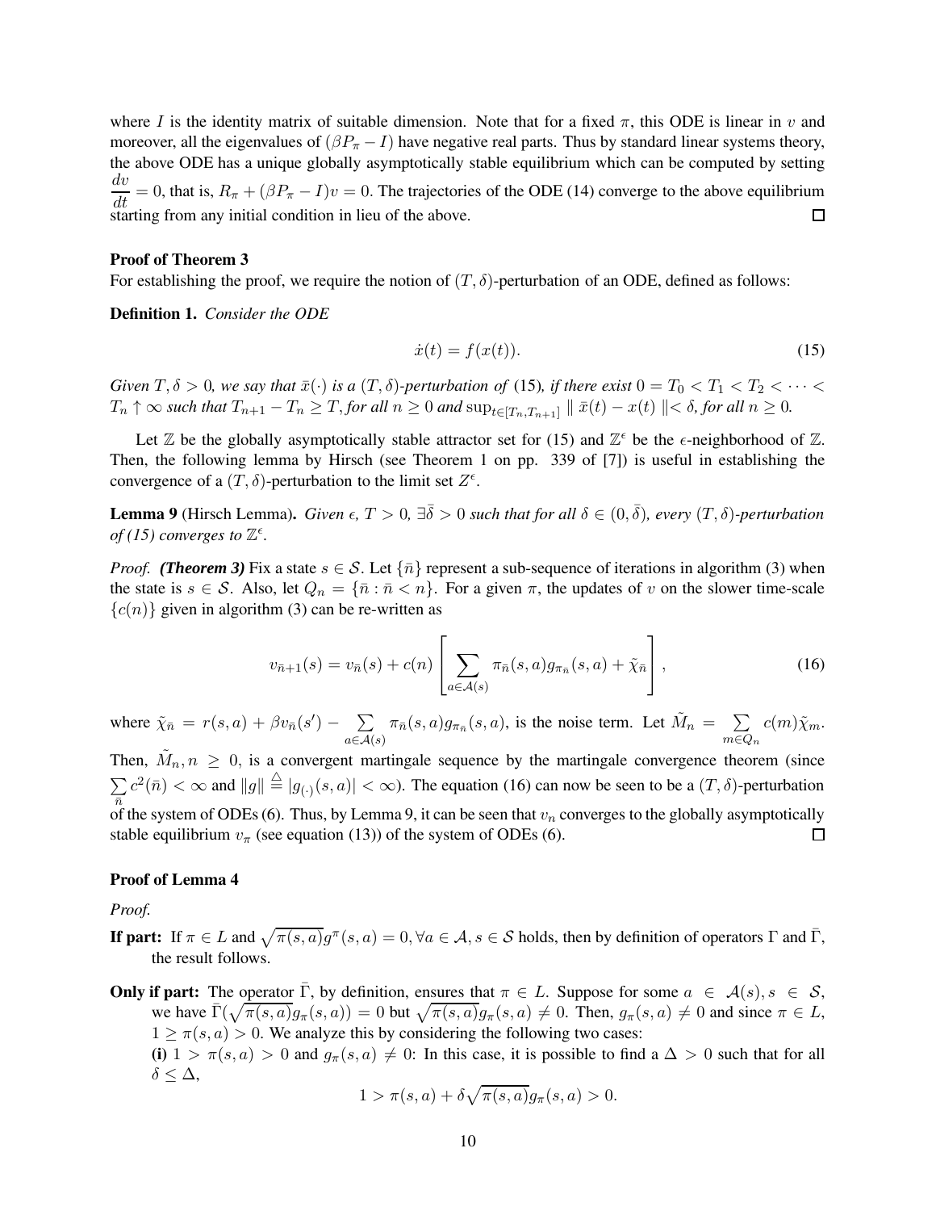where $I$ is the identity matrix of suitable dimension. Note that for a fixed $\pi$, this ODE is linear in $v$ and moreover, all the eigenvalues of $(\beta P_\pi - I)$ have negative real parts. Thus by standard linear systems theory, the above ODE has a unique globally asymptotically stable equilibrium which can be computed by setting $\frac{dv}{dt} = 0$, that is, $R_\pi + (\beta P_\pi - I)v = 0$. The trajectories of the ODE (14) converge to the above equilibrium starting from any initial condition in lieu of the above. $\square$

**Proof of Theorem 3**

For establishing the proof, we require the notion of $(T, \delta)$-perturbation of an ODE, defined as follows:

**Definition 1.** *Consider the ODE*

$$\dot{x}(t) = f(x(t)). \tag{15}$$

*Given $T, \delta > 0$, we say that $\bar{x}(\cdot)$ is a $(T, \delta)$-perturbation of* (15)*, if there exist $0 = T_0 < T_1 < T_2 < \cdots < T_n \uparrow \infty$ such that $T_{n+1} - T_n \geq T$, for all $n \geq 0$ and $\sup_{t \in [T_n, T_{n+1}]} \parallel \bar{x}(t) - x(t) \parallel < \delta$, for all $n \geq 0$.*

Let $\mathbb{Z}$ be the globally asymptotically stable attractor set for (15) and $\mathbb{Z}^\epsilon$ be the $\epsilon$-neighborhood of $\mathbb{Z}$. Then, the following lemma by Hirsch (see Theorem 1 on pp. 339 of [7]) is useful in establishing the convergence of a $(T, \delta)$-perturbation to the limit set $Z^\epsilon$.

**Lemma 9** (Hirsch Lemma)**.** *Given $\epsilon$, $T > 0$, $\exists \bar{\delta} > 0$ such that for all $\delta \in (0, \bar{\delta})$, every $(T, \delta)$-perturbation of (15) converges to $\mathbb{Z}^\epsilon$.*

*Proof.* ***(Theorem 3)*** Fix a state $s \in \mathcal{S}$. Let $\{\bar{n}\}$ represent a sub-sequence of iterations in algorithm (3) when the state is $s \in \mathcal{S}$. Also, let $Q_n = \{\bar{n} : \bar{n} < n\}$. For a given $\pi$, the updates of $v$ on the slower time-scale $\{c(n)\}$ given in algorithm (3) can be re-written as

$$v_{\bar{n}+1}(s) = v_{\bar{n}}(s) + c(n) \left[ \sum_{a \in \mathcal{A}(s)} \pi_{\bar{n}}(s, a) g_{\pi_{\bar{n}}}(s, a) + \tilde{\chi}_{\bar{n}} \right], \tag{16}$$

where $\tilde{\chi}_{\bar{n}} = r(s, a) + \beta v_{\bar{n}}(s') - \sum_{a \in \mathcal{A}(s)} \pi_{\bar{n}}(s, a) g_{\pi_{\bar{n}}}(s, a)$, is the noise term. Let $\tilde{M}_n = \sum_{m \in Q_n} c(m) \tilde{\chi}_m$. Then, $\tilde{M}_n, n \geq 0$, is a convergent martingale sequence by the martingale convergence theorem (since $\sum_{\bar{n}} c^2(\bar{n}) < \infty$ and $\|g\| \overset{\triangle}{=} |g_{(\cdot)}(s, a)| < \infty$). The equation (16) can now be seen to be a $(T, \delta)$-perturbation of the system of ODEs (6). Thus, by Lemma 9, it can be seen that $v_n$ converges to the globally asymptotically stable equilibrium $v_\pi$ (see equation (13)) of the system of ODEs (6). $\square$

**Proof of Lemma 4**

*Proof.*

**If part:** If $\pi \in L$ and $\sqrt{\pi(s, a)} g^\pi(s, a) = 0, \forall a \in \mathcal{A}, s \in \mathcal{S}$ holds, then by definition of operators $\Gamma$ and $\bar{\Gamma}$, the result follows.

**Only if part:** The operator $\bar{\Gamma}$, by definition, ensures that $\pi \in L$. Suppose for some $a \in \mathcal{A}(s), s \in \mathcal{S}$, we have $\bar{\Gamma}(\sqrt{\pi(s, a)} g_\pi(s, a)) = 0$ but $\sqrt{\pi(s, a)} g_\pi(s, a) \neq 0$. Then, $g_\pi(s, a) \neq 0$ and since $\pi \in L$, $1 \geq \pi(s, a) > 0$. We analyze this by considering the following two cases:

**(i)** $1 > \pi(s, a) > 0$ and $g_\pi(s, a) \neq 0$: In this case, it is possible to find a $\Delta > 0$ such that for all $\delta \leq \Delta$,

$$1 > \pi(s, a) + \delta \sqrt{\pi(s, a)} g_\pi(s, a) > 0.$$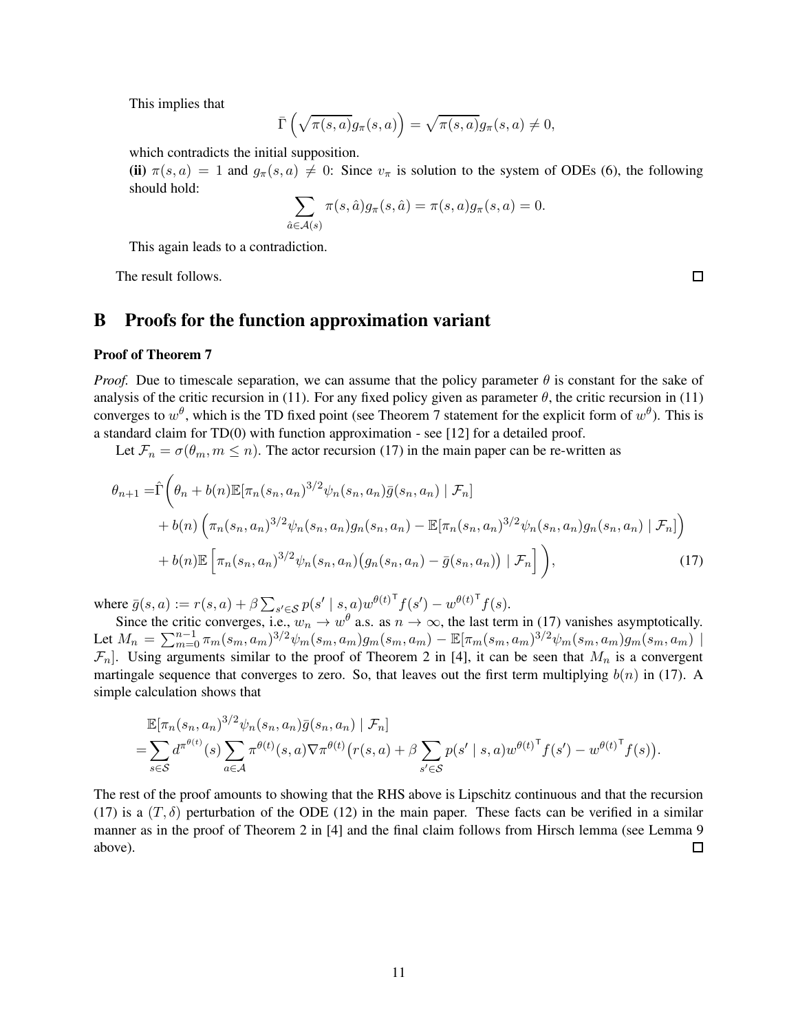This implies that

$$\bar{\Gamma}\left(\sqrt{\pi(s,a)}g_\pi(s,a)\right) = \sqrt{\pi(s,a)}g_\pi(s,a) \neq 0,$$

which contradicts the initial supposition.

**(ii)** $\pi(s,a) = 1$ and $g_\pi(s,a) \neq 0$: Since $v_\pi$ is solution to the system of ODEs (6), the following should hold:

$$\sum_{\hat{a}\in\mathcal{A}(s)} \pi(s,\hat{a})g_\pi(s,\hat{a}) = \pi(s,a)g_\pi(s,a) = 0.$$

This again leads to a contradiction.

The result follows. □

# B Proofs for the function approximation variant

**Proof of Theorem 7**

*Proof.* Due to timescale separation, we can assume that the policy parameter $\theta$ is constant for the sake of analysis of the critic recursion in (11). For any fixed policy given as parameter $\theta$, the critic recursion in (11) converges to $w^\theta$, which is the TD fixed point (see Theorem 7 statement for the explicit form of $w^\theta$). This is a standard claim for TD(0) with function approximation - see [12] for a detailed proof.

Let $\mathcal{F}_n = \sigma(\theta_m, m \leq n)$. The actor recursion (17) in the main paper can be re-written as

$$\begin{aligned}
\theta_{n+1} =& \hat{\Gamma}\Bigg(\theta_n + b(n)\mathbb{E}[\pi_n(s_n,a_n)^{3/2}\psi_n(s_n,a_n)\bar{g}(s_n,a_n) \mid \mathcal{F}_n] \\
&+ b(n)\left(\pi_n(s_n,a_n)^{3/2}\psi_n(s_n,a_n)g_n(s_n,a_n) - \mathbb{E}[\pi_n(s_n,a_n)^{3/2}\psi_n(s_n,a_n)g_n(s_n,a_n) \mid \mathcal{F}_n]\right) \\
&+ b(n)\mathbb{E}\left[\pi_n(s_n,a_n)^{3/2}\psi_n(s_n,a_n)\big(g_n(s_n,a_n) - \bar{g}(s_n,a_n)\big) \mid \mathcal{F}_n\right]\Bigg),
\end{aligned} \tag{17}$$

where $\bar{g}(s,a) := r(s,a) + \beta\sum_{s'\in\mathcal{S}} p(s' \mid s,a){w^{\theta(t)}}^\mathsf{T} f(s') - {w^{\theta(t)}}^\mathsf{T} f(s)$.

Since the critic converges, i.e., $w_n \to w^\theta$ a.s. as $n \to \infty$, the last term in (17) vanishes asymptotically. Let $M_n = \sum_{m=0}^{n-1} \pi_m(s_m,a_m)^{3/2}\psi_m(s_m,a_m)g_m(s_m,a_m) - \mathbb{E}[\pi_m(s_m,a_m)^{3/2}\psi_m(s_m,a_m)g_m(s_m,a_m) \mid \mathcal{F}_n]$. Using arguments similar to the proof of Theorem 2 in [4], it can be seen that $M_n$ is a convergent martingale sequence that converges to zero. So, that leaves out the first term multiplying $b(n)$ in (17). A simple calculation shows that

$$\begin{aligned}
&\mathbb{E}[\pi_n(s_n,a_n)^{3/2}\psi_n(s_n,a_n)\bar{g}(s_n,a_n) \mid \mathcal{F}_n] \\
=& \sum_{s\in\mathcal{S}} d^{\pi^{\theta(t)}}(s)\sum_{a\in\mathcal{A}} \pi^{\theta(t)}(s,a)\nabla\pi^{\theta(t)}\big(r(s,a) + \beta\sum_{s'\in\mathcal{S}} p(s' \mid s,a){w^{\theta(t)}}^\mathsf{T} f(s') - {w^{\theta(t)}}^\mathsf{T} f(s)\big).
\end{aligned}$$

The rest of the proof amounts to showing that the RHS above is Lipschitz continuous and that the recursion (17) is a $(T,\delta)$ perturbation of the ODE (12) in the main paper. These facts can be verified in a similar manner as in the proof of Theorem 2 in [4] and the final claim follows from Hirsch lemma (see Lemma 9 above). □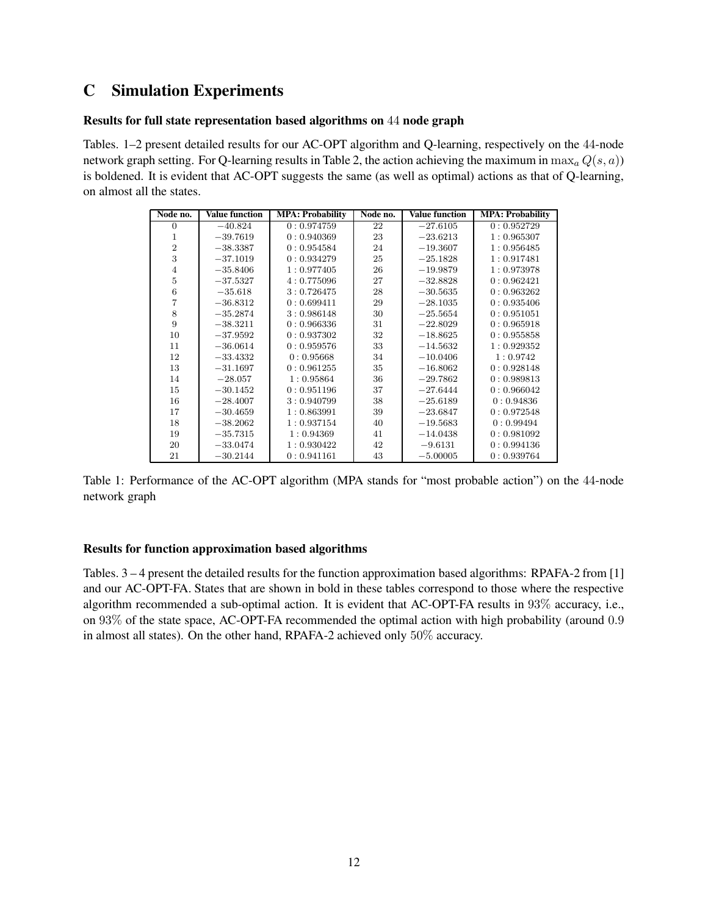## C Simulation Experiments

**Results for full state representation based algorithms on $44$ node graph**

Tables. 1–2 present detailed results for our AC-OPT algorithm and Q-learning, respectively on the $44$-node network graph setting. For Q-learning results in Table 2, the action achieving the maximum in $\max_a Q(s, a)$) is boldened. It is evident that AC-OPT suggests the same (as well as optimal) actions as that of Q-learning, on almost all the states.

| Node no. | Value function | MPA: Probability | Node no. | Value function | MPA: Probability |
|---|---|---|---|---|---|
| 0 | $-40.824$ | $0 : 0.974759$ | 22 | $-27.6105$ | $0 : 0.952729$ |
| 1 | $-39.7619$ | $0 : 0.940369$ | 23 | $-23.6213$ | $1 : 0.965307$ |
| 2 | $-38.3387$ | $0 : 0.954584$ | 24 | $-19.3607$ | $1 : 0.956485$ |
| 3 | $-37.1019$ | $0 : 0.934279$ | 25 | $-25.1828$ | $1 : 0.917481$ |
| 4 | $-35.8406$ | $1 : 0.977405$ | 26 | $-19.9879$ | $1 : 0.973978$ |
| 5 | $-37.5327$ | $4 : 0.775096$ | 27 | $-32.8828$ | $0 : 0.962421$ |
| 6 | $-35.618$ | $3 : 0.726475$ | 28 | $-30.5635$ | $0 : 0.963262$ |
| 7 | $-36.8312$ | $0 : 0.699411$ | 29 | $-28.1035$ | $0 : 0.935406$ |
| 8 | $-35.2874$ | $3 : 0.986148$ | 30 | $-25.5654$ | $0 : 0.951051$ |
| 9 | $-38.3211$ | $0 : 0.966336$ | 31 | $-22.8029$ | $0 : 0.965918$ |
| 10 | $-37.9592$ | $0 : 0.937302$ | 32 | $-18.8625$ | $0 : 0.955858$ |
| 11 | $-36.0614$ | $0 : 0.959576$ | 33 | $-14.5632$ | $1 : 0.929352$ |
| 12 | $-33.4332$ | $0 : 0.95668$ | 34 | $-10.0406$ | $1 : 0.9742$ |
| 13 | $-31.1697$ | $0 : 0.961255$ | 35 | $-16.8062$ | $0 : 0.928148$ |
| 14 | $-28.057$ | $1 : 0.95864$ | 36 | $-29.7862$ | $0 : 0.989813$ |
| 15 | $-30.1452$ | $0 : 0.951196$ | 37 | $-27.6444$ | $0 : 0.966042$ |
| 16 | $-28.4007$ | $3 : 0.940799$ | 38 | $-25.6189$ | $0 : 0.94836$ |
| 17 | $-30.4659$ | $1 : 0.863991$ | 39 | $-23.6847$ | $0 : 0.972548$ |
| 18 | $-38.2062$ | $1 : 0.937154$ | 40 | $-19.5683$ | $0 : 0.99494$ |
| 19 | $-35.7315$ | $1 : 0.94369$ | 41 | $-14.0438$ | $0 : 0.981092$ |
| 20 | $-33.0474$ | $1 : 0.930422$ | 42 | $-9.6131$ | $0 : 0.994136$ |
| 21 | $-30.2144$ | $0 : 0.941161$ | 43 | $-5.00005$ | $0 : 0.939764$ |

Table 1: Performance of the AC-OPT algorithm (MPA stands for "most probable action") on the $44$-node network graph

**Results for function approximation based algorithms**

Tables. 3 – 4 present the detailed results for the function approximation based algorithms: RPAFA-2 from [1] and our AC-OPT-FA. States that are shown in bold in these tables correspond to those where the respective algorithm recommended a sub-optimal action. It is evident that AC-OPT-FA results in $93\%$ accuracy, i.e., on $93\%$ of the state space, AC-OPT-FA recommended the optimal action with high probability (around $0.9$ in almost all states). On the other hand, RPAFA-2 achieved only $50\%$ accuracy.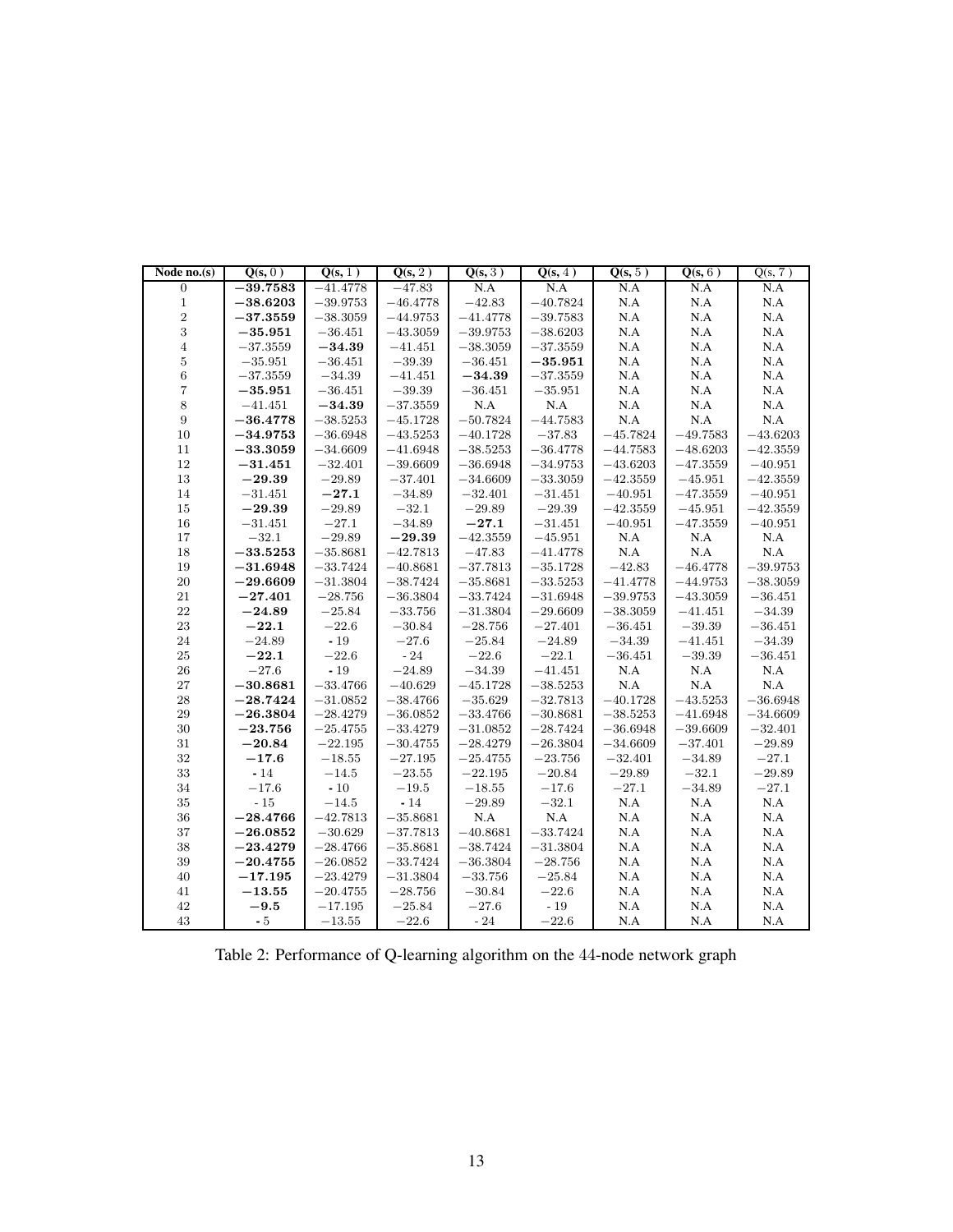| Node no.(s) | Q(s, 0) | Q(s, 1) | Q(s, 2) | Q(s, 3) | Q(s, 4) | Q(s, 5) | Q(s, 6) | Q(s, 7) |
|---|---|---|---|---|---|---|---|---|
| 0 | **−39.7583** | −41.4778 | −47.83 | N.A | N.A | N.A | N.A | N.A |
| 1 | **−38.6203** | −39.9753 | −46.4778 | −42.83 | −40.7824 | N.A | N.A | N.A |
| 2 | **−37.3559** | −38.3059 | −44.9753 | −41.4778 | −39.7583 | N.A | N.A | N.A |
| 3 | **−35.951** | −36.451 | −43.3059 | −39.9753 | −38.6203 | N.A | N.A | N.A |
| 4 | −37.3559 | **−34.39** | −41.451 | −38.3059 | −37.3559 | N.A | N.A | N.A |
| 5 | −35.951 | −36.451 | −39.39 | −36.451 | **−35.951** | N.A | N.A | N.A |
| 6 | −37.3559 | −34.39 | −41.451 | **−34.39** | −37.3559 | N.A | N.A | N.A |
| 7 | **−35.951** | −36.451 | −39.39 | −36.451 | −35.951 | N.A | N.A | N.A |
| 8 | −41.451 | **−34.39** | −37.3559 | N.A | N.A | N.A | N.A | N.A |
| 9 | **−36.4778** | −38.5253 | −45.1728 | −50.7824 | −44.7583 | N.A | N.A | N.A |
| 10 | **−34.9753** | −36.6948 | −43.5253 | −40.1728 | −37.83 | −45.7824 | −49.7583 | −43.6203 |
| 11 | **−33.3059** | −34.6609 | −41.6948 | −38.5253 | −36.4778 | −44.7583 | −48.6203 | −42.3559 |
| 12 | **−31.451** | −32.401 | −39.6609 | −36.6948 | −34.9753 | −43.6203 | −47.3559 | −40.951 |
| 13 | **−29.39** | −29.89 | −37.401 | −34.6609 | −33.3059 | −42.3559 | −45.951 | −42.3559 |
| 14 | −31.451 | **−27.1** | −34.89 | −32.401 | −31.451 | −40.951 | −47.3559 | −40.951 |
| 15 | **−29.39** | −29.89 | −32.1 | −29.89 | −29.39 | −42.3559 | −45.951 | −42.3559 |
| 16 | −31.451 | −27.1 | −34.89 | **−27.1** | −31.451 | −40.951 | −47.3559 | −40.951 |
| 17 | −32.1 | −29.89 | **−29.39** | −42.3559 | −45.951 | N.A | N.A | N.A |
| 18 | **−33.5253** | −35.8681 | −42.7813 | −47.83 | −41.4778 | N.A | N.A | N.A |
| 19 | **−31.6948** | −33.7424 | −40.8681 | −37.7813 | −35.1728 | −42.83 | −46.4778 | −39.9753 |
| 20 | **−29.6609** | −31.3804 | −38.7424 | −35.8681 | −33.5253 | −41.4778 | −44.9753 | −38.3059 |
| 21 | **−27.401** | −28.756 | −36.3804 | −33.7424 | −31.6948 | −39.9753 | −43.3059 | −36.451 |
| 22 | **−24.89** | −25.84 | −33.756 | −31.3804 | −29.6609 | −38.3059 | −41.451 | −34.39 |
| 23 | **−22.1** | −22.6 | −30.84 | −28.756 | −27.401 | −36.451 | −39.39 | −36.451 |
| 24 | −24.89 | **-19** | −27.6 | −25.84 | −24.89 | −34.39 | −41.451 | −34.39 |
| 25 | **−22.1** | −22.6 | -24 | −22.6 | −22.1 | −36.451 | −39.39 | −36.451 |
| 26 | −27.6 | **-19** | −24.89 | −34.39 | −41.451 | N.A | N.A | N.A |
| 27 | **−30.8681** | −33.4766 | −40.629 | −45.1728 | −38.5253 | N.A | N.A | N.A |
| 28 | **−28.7424** | −31.0852 | −38.4766 | −35.629 | −32.7813 | −40.1728 | −43.5253 | −36.6948 |
| 29 | **−26.3804** | −28.4279 | −36.0852 | −33.4766 | −30.8681 | −38.5253 | −41.6948 | −34.6609 |
| 30 | **−23.756** | −25.4755 | −33.4279 | −31.0852 | −28.7424 | −36.6948 | −39.6609 | −32.401 |
| 31 | **−20.84** | −22.195 | −30.4755 | −28.4279 | −26.3804 | −34.6609 | −37.401 | −29.89 |
| 32 | **−17.6** | −18.55 | −27.195 | −25.4755 | −23.756 | −32.401 | −34.89 | −27.1 |
| 33 | **-14** | −14.5 | −23.55 | −22.195 | −20.84 | −29.89 | −32.1 | −29.89 |
| 34 | −17.6 | **-10** | −19.5 | −18.55 | −17.6 | −27.1 | −34.89 | −27.1 |
| 35 | -15 | −14.5 | **-14** | −29.89 | −32.1 | N.A | N.A | N.A |
| 36 | **−28.4766** | −42.7813 | −35.8681 | N.A | N.A | N.A | N.A | N.A |
| 37 | **−26.0852** | −30.629 | −37.7813 | −40.8681 | −33.7424 | N.A | N.A | N.A |
| 38 | **−23.4279** | −28.4766 | −35.8681 | −38.7424 | −31.3804 | N.A | N.A | N.A |
| 39 | **−20.4755** | −26.0852 | −33.7424 | −36.3804 | −28.756 | N.A | N.A | N.A |
| 40 | **−17.195** | −23.4279 | −31.3804 | −33.756 | −25.84 | N.A | N.A | N.A |
| 41 | **−13.55** | −20.4755 | −28.756 | −30.84 | −22.6 | N.A | N.A | N.A |
| 42 | **−9.5** | −17.195 | −25.84 | −27.6 | -19 | N.A | N.A | N.A |
| 43 | **-5** | −13.55 | −22.6 | -24 | −22.6 | N.A | N.A | N.A |

Table 2: Performance of Q-learning algorithm on the 44-node network graph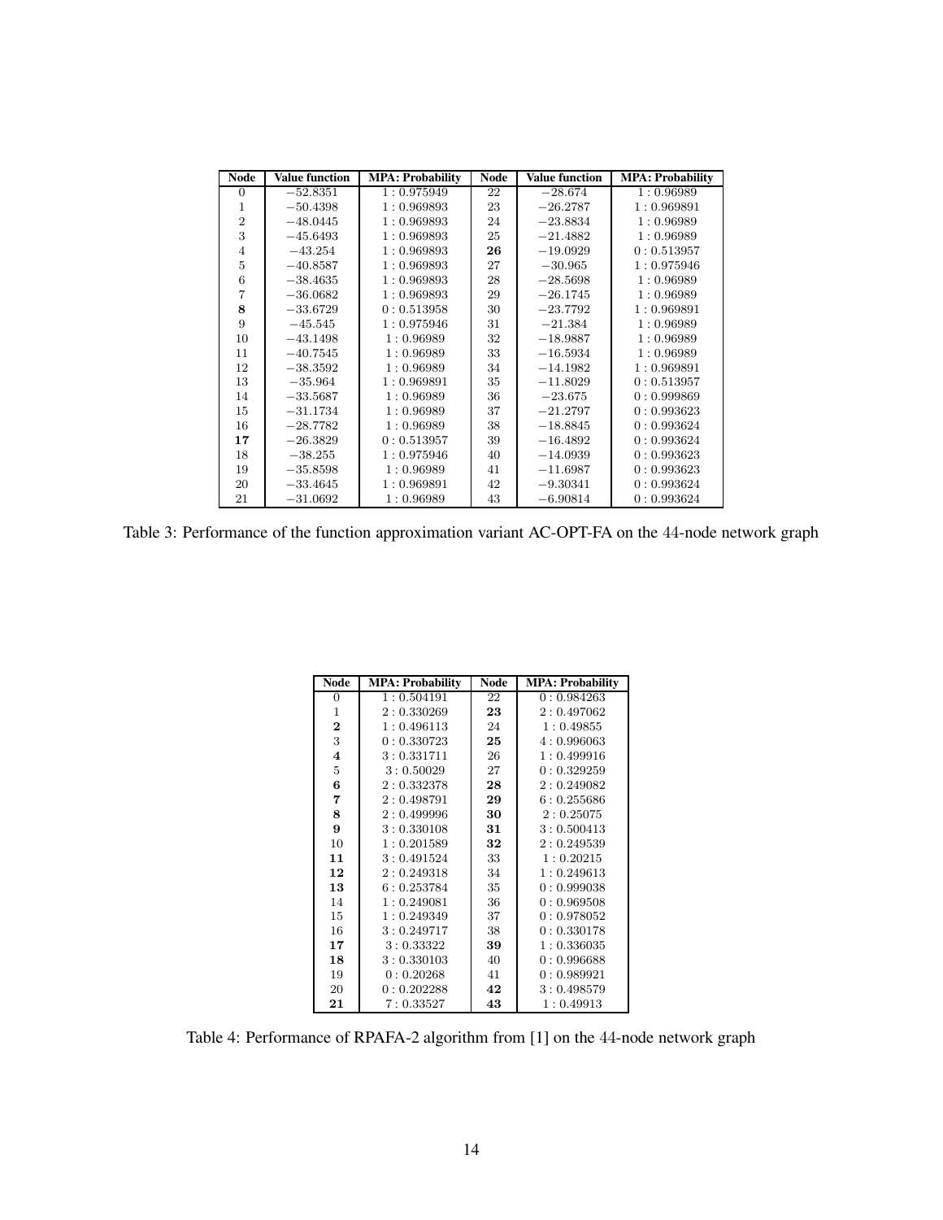| Node | Value function | MPA: Probability | Node | Value function | MPA: Probability |
|---|---|---|---|---|---|
| 0 | $-52.8351$ | $1 : 0.975949$ | 22 | $-28.674$ | $1 : 0.96989$ |
| 1 | $-50.4398$ | $1 : 0.969893$ | 23 | $-26.2787$ | $1 : 0.969891$ |
| 2 | $-48.0445$ | $1 : 0.969893$ | 24 | $-23.8834$ | $1 : 0.96989$ |
| 3 | $-45.6493$ | $1 : 0.969893$ | 25 | $-21.4882$ | $1 : 0.96989$ |
| 4 | $-43.254$ | $1 : 0.969893$ | **26** | $-19.0929$ | $0 : 0.513957$ |
| 5 | $-40.8587$ | $1 : 0.969893$ | 27 | $-30.965$ | $1 : 0.975946$ |
| 6 | $-38.4635$ | $1 : 0.969893$ | 28 | $-28.5698$ | $1 : 0.96989$ |
| 7 | $-36.0682$ | $1 : 0.969893$ | 29 | $-26.1745$ | $1 : 0.96989$ |
| **8** | $-33.6729$ | $0 : 0.513958$ | 30 | $-23.7792$ | $1 : 0.969891$ |
| 9 | $-45.545$ | $1 : 0.975946$ | 31 | $-21.384$ | $1 : 0.96989$ |
| 10 | $-43.1498$ | $1 : 0.96989$ | 32 | $-18.9887$ | $1 : 0.96989$ |
| 11 | $-40.7545$ | $1 : 0.96989$ | 33 | $-16.5934$ | $1 : 0.96989$ |
| 12 | $-38.3592$ | $1 : 0.96989$ | 34 | $-14.1982$ | $1 : 0.969891$ |
| 13 | $-35.964$ | $1 : 0.969891$ | 35 | $-11.8029$ | $0 : 0.513957$ |
| 14 | $-33.5687$ | $1 : 0.96989$ | 36 | $-23.675$ | $0 : 0.999869$ |
| 15 | $-31.1734$ | $1 : 0.96989$ | 37 | $-21.2797$ | $0 : 0.993623$ |
| 16 | $-28.7782$ | $1 : 0.96989$ | 38 | $-18.8845$ | $0 : 0.993624$ |
| **17** | $-26.3829$ | $0 : 0.513957$ | 39 | $-16.4892$ | $0 : 0.993624$ |
| 18 | $-38.255$ | $1 : 0.975946$ | 40 | $-14.0939$ | $0 : 0.993623$ |
| 19 | $-35.8598$ | $1 : 0.96989$ | 41 | $-11.6987$ | $0 : 0.993623$ |
| 20 | $-33.4645$ | $1 : 0.969891$ | 42 | $-9.30341$ | $0 : 0.993624$ |
| 21 | $-31.0692$ | $1 : 0.96989$ | 43 | $-6.90814$ | $0 : 0.993624$ |

Table 3: Performance of the function approximation variant AC-OPT-FA on the 44-node network graph

| Node | MPA: Probability | Node | MPA: Probability |
|---|---|---|---|
| 0 | $1 : 0.504191$ | 22 | $0 : 0.984263$ |
| 1 | $2 : 0.330269$ | **23** | $2 : 0.497062$ |
| **2** | $1 : 0.496113$ | 24 | $1 : 0.49855$ |
| 3 | $0 : 0.330723$ | **25** | $4 : 0.996063$ |
| **4** | $3 : 0.331711$ | 26 | $1 : 0.499916$ |
| 5 | $3 : 0.50029$ | 27 | $0 : 0.329259$ |
| **6** | $2 : 0.332378$ | **28** | $2 : 0.249082$ |
| **7** | $2 : 0.498791$ | **29** | $6 : 0.255686$ |
| **8** | $2 : 0.499996$ | **30** | $2 : 0.25075$ |
| **9** | $3 : 0.330108$ | **31** | $3 : 0.500413$ |
| 10 | $1 : 0.201589$ | **32** | $2 : 0.249539$ |
| **11** | $3 : 0.491524$ | 33 | $1 : 0.20215$ |
| **12** | $2 : 0.249318$ | 34 | $1 : 0.249613$ |
| **13** | $6 : 0.253784$ | 35 | $0 : 0.999038$ |
| 14 | $1 : 0.249081$ | 36 | $0 : 0.969508$ |
| 15 | $1 : 0.249349$ | 37 | $0 : 0.978052$ |
| 16 | $3 : 0.249717$ | 38 | $0 : 0.330178$ |
| **17** | $3 : 0.33322$ | **39** | $1 : 0.336035$ |
| **18** | $3 : 0.330103$ | 40 | $0 : 0.996688$ |
| 19 | $0 : 0.20268$ | 41 | $0 : 0.989921$ |
| 20 | $0 : 0.202288$ | **42** | $3 : 0.498579$ |
| **21** | $7 : 0.33527$ | **43** | $1 : 0.49913$ |

Table 4: Performance of RPAFA-2 algorithm from [1] on the 44-node network graph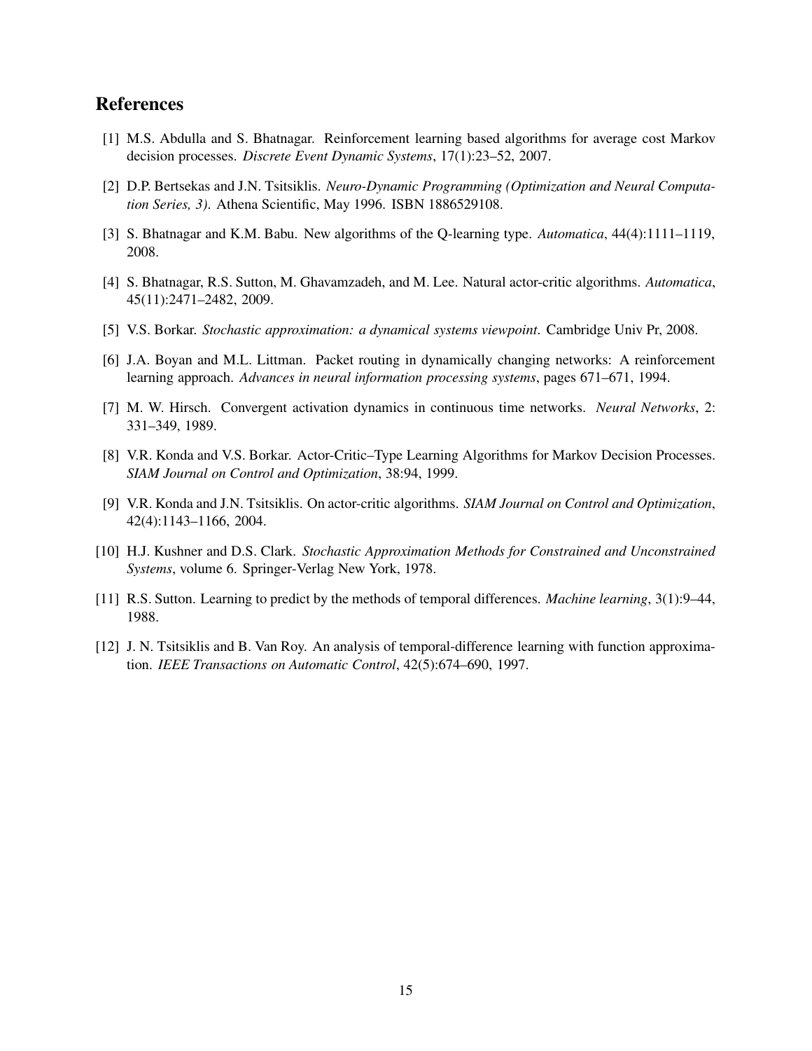## References

[1] M.S. Abdulla and S. Bhatnagar. Reinforcement learning based algorithms for average cost Markov decision processes. *Discrete Event Dynamic Systems*, 17(1):23–52, 2007.

[2] D.P. Bertsekas and J.N. Tsitsiklis. *Neuro-Dynamic Programming (Optimization and Neural Computation Series, 3)*. Athena Scientific, May 1996. ISBN 1886529108.

[3] S. Bhatnagar and K.M. Babu. New algorithms of the Q-learning type. *Automatica*, 44(4):1111–1119, 2008.

[4] S. Bhatnagar, R.S. Sutton, M. Ghavamzadeh, and M. Lee. Natural actor-critic algorithms. *Automatica*, 45(11):2471–2482, 2009.

[5] V.S. Borkar. *Stochastic approximation: a dynamical systems viewpoint*. Cambridge Univ Pr, 2008.

[6] J.A. Boyan and M.L. Littman. Packet routing in dynamically changing networks: A reinforcement learning approach. *Advances in neural information processing systems*, pages 671–671, 1994.

[7] M. W. Hirsch. Convergent activation dynamics in continuous time networks. *Neural Networks*, 2: 331–349, 1989.

[8] V.R. Konda and V.S. Borkar. Actor-Critic–Type Learning Algorithms for Markov Decision Processes. *SIAM Journal on Control and Optimization*, 38:94, 1999.

[9] V.R. Konda and J.N. Tsitsiklis. On actor-critic algorithms. *SIAM Journal on Control and Optimization*, 42(4):1143–1166, 2004.

[10] H.J. Kushner and D.S. Clark. *Stochastic Approximation Methods for Constrained and Unconstrained Systems*, volume 6. Springer-Verlag New York, 1978.

[11] R.S. Sutton. Learning to predict by the methods of temporal differences. *Machine learning*, 3(1):9–44, 1988.

[12] J. N. Tsitsiklis and B. Van Roy. An analysis of temporal-difference learning with function approximation. *IEEE Transactions on Automatic Control*, 42(5):674–690, 1997.